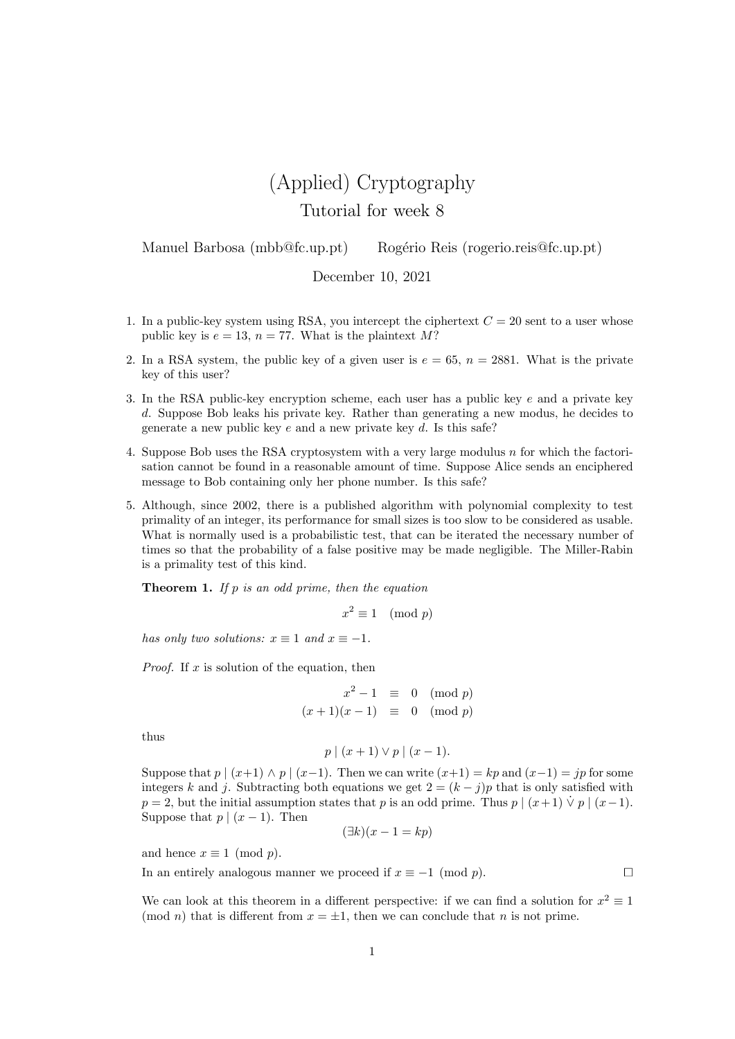# (Applied) Cryptography

## Tutorial for week 8

Manuel Barbosa (mbb@fc.up.pt) Rogério Reis (rogerio.reis@fc.up.pt)

December 10, 2021

1. In a public-key system using RSA, you intercept the ciphertext $C = 20$ sent to a user whose public key is $e = 13$, $n = 77$. What is the plaintext $M$?

2. In a RSA system, the public key of a given user is $e = 65$, $n = 2881$. What is the private key of this user?

3. In the RSA public-key encryption scheme, each user has a public key $e$ and a private key $d$. Suppose Bob leaks his private key. Rather than generating a new modus, he decides to generate a new public key $e$ and a new private key $d$. Is this safe?

4. Suppose Bob uses the RSA cryptosystem with a very large modulus $n$ for which the factorisation cannot be found in a reasonable amount of time. Suppose Alice sends an enciphered message to Bob containing only her phone number. Is this safe?

5. Although, since 2002, there is a published algorithm with polynomial complexity to test primality of an integer, its performance for small sizes is too slow to be considered as usable. What is normally used is a probabilistic test, that can be iterated the necessary number of times so that the probability of a false positive may be made negligible. The Miller-Rabin is a primality test of this kind.

   **Theorem 1.** *If $p$ is an odd prime, then the equation*

   $$x^2 \equiv 1 \pmod{p}$$

   *has only two solutions: $x \equiv 1$ and $x \equiv -1$.*

   *Proof.* If $x$ is solution of the equation, then

   $$\begin{aligned} x^2 - 1 &\equiv 0 \pmod{p} \\ (x+1)(x-1) &\equiv 0 \pmod{p} \end{aligned}$$

   thus

   $$p \mid (x+1) \vee p \mid (x-1).$$

   Suppose that $p \mid (x+1) \wedge p \mid (x-1)$. Then we can write $(x+1) = kp$ and $(x-1) = jp$ for some integers $k$ and $j$. Subtracting both equations we get $2 = (k-j)p$ that is only satisfied with $p = 2$, but the initial assumption states that $p$ is an odd prime. Thus $p \mid (x+1) \dot{\vee} p \mid (x-1)$. Suppose that $p \mid (x-1)$. Then

   $$(\exists k)(x - 1 = kp)$$

   and hence $x \equiv 1 \pmod{p}$.

   In an entirely analogous manner we proceed if $x \equiv -1 \pmod{p}$. □

   We can look at this theorem in a different perspective: if we can find a solution for $x^2 \equiv 1 \pmod{n}$ that is different from $x = \pm 1$, then we can conclude that $n$ is not prime.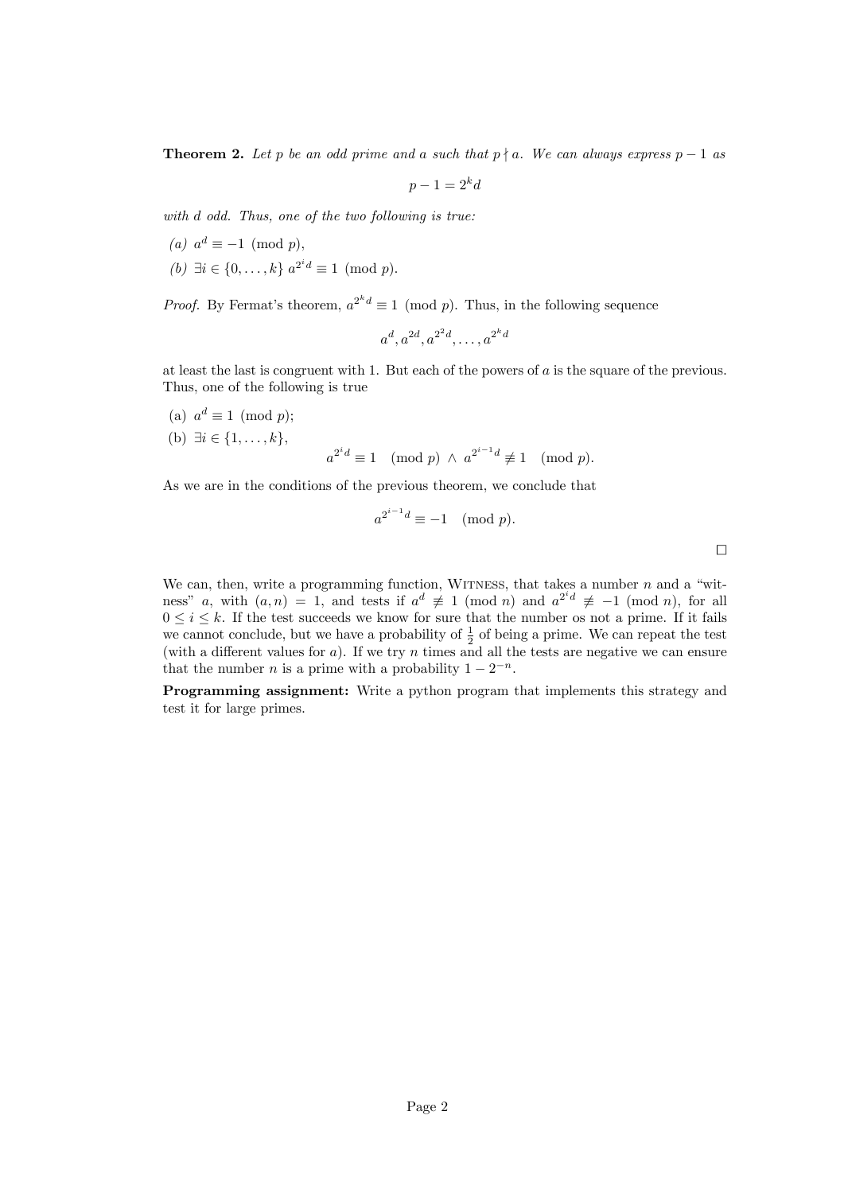**Theorem 2.** *Let $p$ be an odd prime and $a$ such that $p \nmid a$. We can always express $p-1$ as*

$$p - 1 = 2^k d$$

*with $d$ odd. Thus, one of the two following is true:*

*(a)* $a^d \equiv -1 \pmod{p}$,

*(b)* $\exists i \in \{0, \ldots, k\}$ $a^{2^i d} \equiv 1 \pmod{p}$.

*Proof.* By Fermat's theorem, $a^{2^k d} \equiv 1 \pmod{p}$. Thus, in the following sequence

$$a^d, a^{2d}, a^{2^2 d}, \ldots, a^{2^k d}$$

at least the last is congruent with 1. But each of the powers of $a$ is the square of the previous. Thus, one of the following is true

(a) $a^d \equiv 1 \pmod{p}$;

(b) $\exists i \in \{1, \ldots, k\}$,

$$a^{2^i d} \equiv 1 \pmod{p} \wedge a^{2^{i-1} d} \not\equiv 1 \pmod{p}.$$

As we are in the conditions of the previous theorem, we conclude that

$$a^{2^{i-1} d} \equiv -1 \pmod{p}.$$

□

We can, then, write a programming function, WITNESS, that takes a number $n$ and a "witness" $a$, with $(a, n) = 1$, and tests if $a^d \not\equiv 1 \pmod{n}$ and $a^{2^i d} \not\equiv -1 \pmod{n}$, for all $0 \leq i \leq k$. If the test succeeds we know for sure that the number os not a prime. If it fails we cannot conclude, but we have a probability of $\frac{1}{2}$ of being a prime. We can repeat the test (with a different values for $a$). If we try $n$ times and all the tests are negative we can ensure that the number $n$ is a prime with a probability $1 - 2^{-n}$.

**Programming assignment:** Write a python program that implements this strategy and test it for large primes.